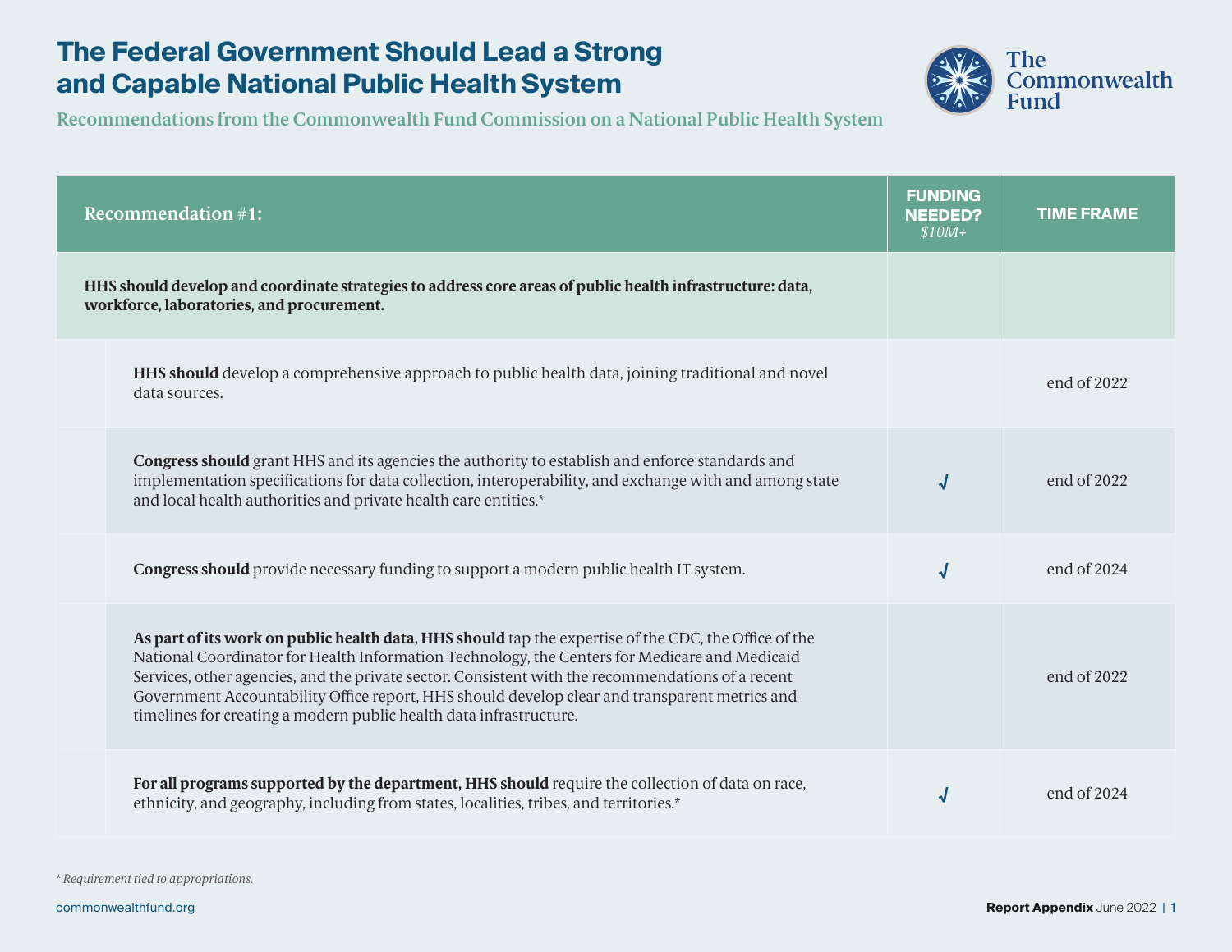# The Federal Government Should Lead a Strong and Capable National Public Health System

Recommendations from the Commonwealth Fund Commission on a National Public Health System

| Recommendation #1: | FUNDING NEEDED? *$10M+* | TIME FRAME |
| --- | --- | --- |
| **HHS should develop and coordinate strategies to address core areas of public health infrastructure: data, workforce, laboratories, and procurement.** | | |
| **HHS should** develop a comprehensive approach to public health data, joining traditional and novel data sources. | | end of 2022 |
| **Congress should** grant HHS and its agencies the authority to establish and enforce standards and implementation specifications for data collection, interoperability, and exchange with and among state and local health authorities and private health care entities.* | √ | end of 2022 |
| **Congress should** provide necessary funding to support a modern public health IT system. | √ | end of 2024 |
| **As part of its work on public health data, HHS should** tap the expertise of the CDC, the Office of the National Coordinator for Health Information Technology, the Centers for Medicare and Medicaid Services, other agencies, and the private sector. Consistent with the recommendations of a recent Government Accountability Office report, HHS should develop clear and transparent metrics and timelines for creating a modern public health data infrastructure. | | end of 2022 |
| **For all programs supported by the department, HHS should** require the collection of data on race, ethnicity, and geography, including from states, localities, tribes, and territories.* | √ | end of 2024 |

*\* Requirement tied to appropriations.*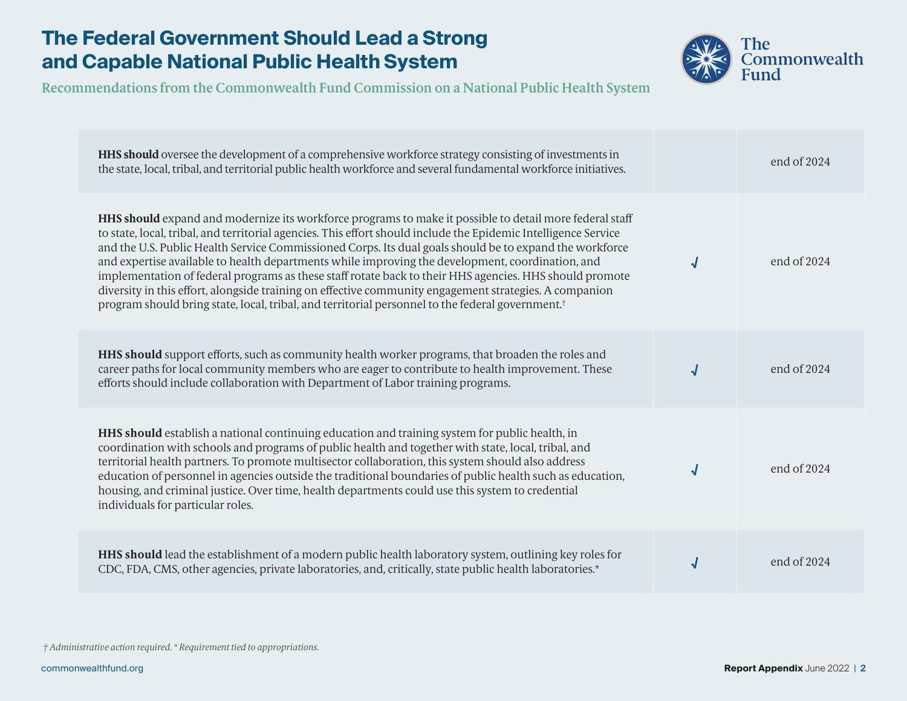# The Federal Government Should Lead a Strong and Capable National Public Health System

## Recommendations from the Commonwealth Fund Commission on a National Public Health System

| | | | |
|---|---|---|---|
| | **HHS should** oversee the development of a comprehensive workforce strategy consisting of investments in the state, local, tribal, and territorial public health workforce and several fundamental workforce initiatives. | | end of 2024 |
| | **HHS should** expand and modernize its workforce programs to make it possible to detail more federal staff to state, local, tribal, and territorial agencies. This effort should include the Epidemic Intelligence Service and the U.S. Public Health Service Commissioned Corps. Its dual goals should be to expand the workforce and expertise available to health departments while improving the development, coordination, and implementation of federal programs as these staff rotate back to their HHS agencies. HHS should promote diversity in this effort, alongside training on effective community engagement strategies. A companion program should bring state, local, tribal, and territorial personnel to the federal government.† | √ | end of 2024 |
| | **HHS should** support efforts, such as community health worker programs, that broaden the roles and career paths for local community members who are eager to contribute to health improvement. These efforts should include collaboration with Department of Labor training programs. | √ | end of 2024 |
| | **HHS should** establish a national continuing education and training system for public health, in coordination with schools and programs of public health and together with state, local, tribal, and territorial health partners. To promote multisector collaboration, this system should also address education of personnel in agencies outside the traditional boundaries of public health such as education, housing, and criminal justice. Over time, health departments could use this system to credential individuals for particular roles. | √ | end of 2024 |
| | **HHS should** lead the establishment of a modern public health laboratory system, outlining key roles for CDC, FDA, CMS, other agencies, private laboratories, and, critically, state public health laboratories.* | √ | end of 2024 |

*† Administrative action required. * Requirement tied to appropriations.*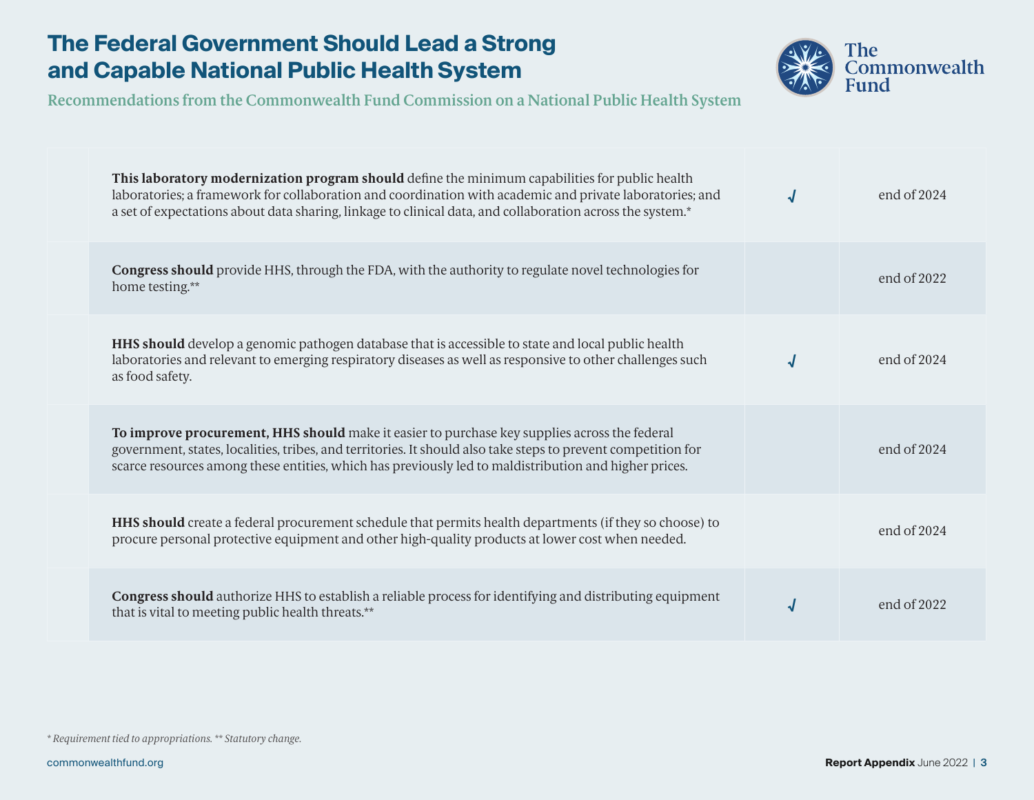# The Federal Government Should Lead a Strong and Capable National Public Health System

Recommendations from the Commonwealth Fund Commission on a National Public Health System

| | | | |
|---|---|---|---|
| | **This laboratory modernization program should** define the minimum capabilities for public health laboratories; a framework for collaboration and coordination with academic and private laboratories; and a set of expectations about data sharing, linkage to clinical data, and collaboration across the system.* | √ | end of 2024 |
| | **Congress should** provide HHS, through the FDA, with the authority to regulate novel technologies for home testing.** | | end of 2022 |
| | **HHS should** develop a genomic pathogen database that is accessible to state and local public health laboratories and relevant to emerging respiratory diseases as well as responsive to other challenges such as food safety. | √ | end of 2024 |
| | **To improve procurement, HHS should** make it easier to purchase key supplies across the federal government, states, localities, tribes, and territories. It should also take steps to prevent competition for scarce resources among these entities, which has previously led to maldistribution and higher prices. | | end of 2024 |
| | **HHS should** create a federal procurement schedule that permits health departments (if they so choose) to procure personal protective equipment and other high-quality products at lower cost when needed. | | end of 2024 |
| | **Congress should** authorize HHS to establish a reliable process for identifying and distributing equipment that is vital to meeting public health threats.** | √ | end of 2022 |

*\* Requirement tied to appropriations. \*\* Statutory change.*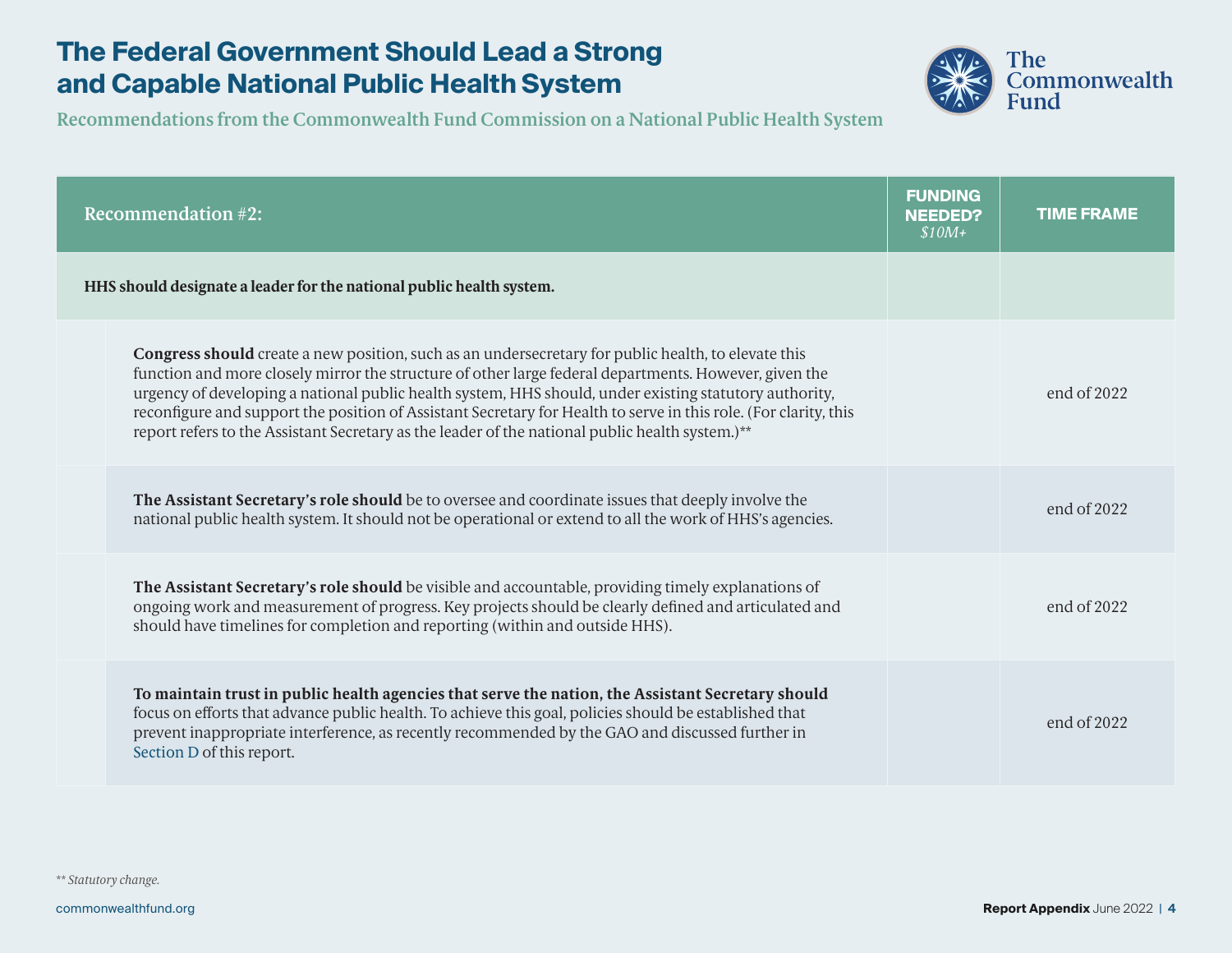# The Federal Government Should Lead a Strong and Capable National Public Health System

Recommendations from the Commonwealth Fund Commission on a National Public Health System

| Recommendation #2: | FUNDING NEEDED? *$10M+* | TIME FRAME |
|---|---|---|
| **HHS should designate a leader for the national public health system.** | | |
| **Congress should** create a new position, such as an undersecretary for public health, to elevate this function and more closely mirror the structure of other large federal departments. However, given the urgency of developing a national public health system, HHS should, under existing statutory authority, reconfigure and support the position of Assistant Secretary for Health to serve in this role. (For clarity, this report refers to the Assistant Secretary as the leader of the national public health system.)** | | end of 2022 |
| **The Assistant Secretary's role should** be to oversee and coordinate issues that deeply involve the national public health system. It should not be operational or extend to all the work of HHS's agencies. | | end of 2022 |
| **The Assistant Secretary's role should** be visible and accountable, providing timely explanations of ongoing work and measurement of progress. Key projects should be clearly defined and articulated and should have timelines for completion and reporting (within and outside HHS). | | end of 2022 |
| **To maintain trust in public health agencies that serve the nation, the Assistant Secretary should** focus on efforts that advance public health. To achieve this goal, policies should be established that prevent inappropriate interference, as recently recommended by the GAO and discussed further in Section D of this report. | | end of 2022 |

*** Statutory change.*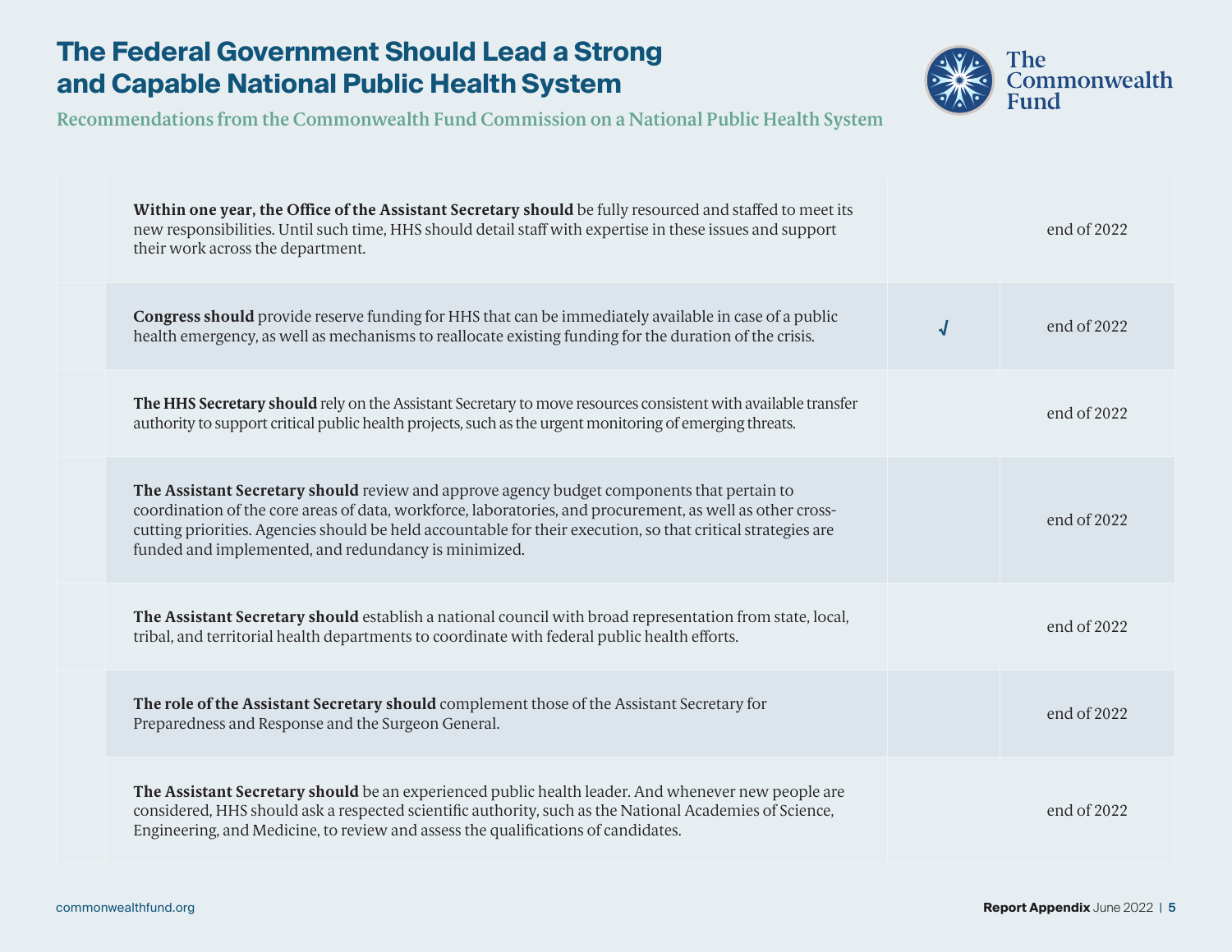# The Federal Government Should Lead a Strong and Capable National Public Health System

Recommendations from the Commonwealth Fund Commission on a National Public Health System

| | | | |
|---|---|---|---|
| | **Within one year, the Office of the Assistant Secretary should** be fully resourced and staffed to meet its new responsibilities. Until such time, HHS should detail staff with expertise in these issues and support their work across the department. | | end of 2022 |
| | **Congress should** provide reserve funding for HHS that can be immediately available in case of a public health emergency, as well as mechanisms to reallocate existing funding for the duration of the crisis. | √ | end of 2022 |
| | **The HHS Secretary should** rely on the Assistant Secretary to move resources consistent with available transfer authority to support critical public health projects, such as the urgent monitoring of emerging threats. | | end of 2022 |
| | **The Assistant Secretary should** review and approve agency budget components that pertain to coordination of the core areas of data, workforce, laboratories, and procurement, as well as other cross-cutting priorities. Agencies should be held accountable for their execution, so that critical strategies are funded and implemented, and redundancy is minimized. | | end of 2022 |
| | **The Assistant Secretary should** establish a national council with broad representation from state, local, tribal, and territorial health departments to coordinate with federal public health efforts. | | end of 2022 |
| | **The role of the Assistant Secretary should** complement those of the Assistant Secretary for Preparedness and Response and the Surgeon General. | | end of 2022 |
| | **The Assistant Secretary should** be an experienced public health leader. And whenever new people are considered, HHS should ask a respected scientific authority, such as the National Academies of Science, Engineering, and Medicine, to review and assess the qualifications of candidates. | | end of 2022 |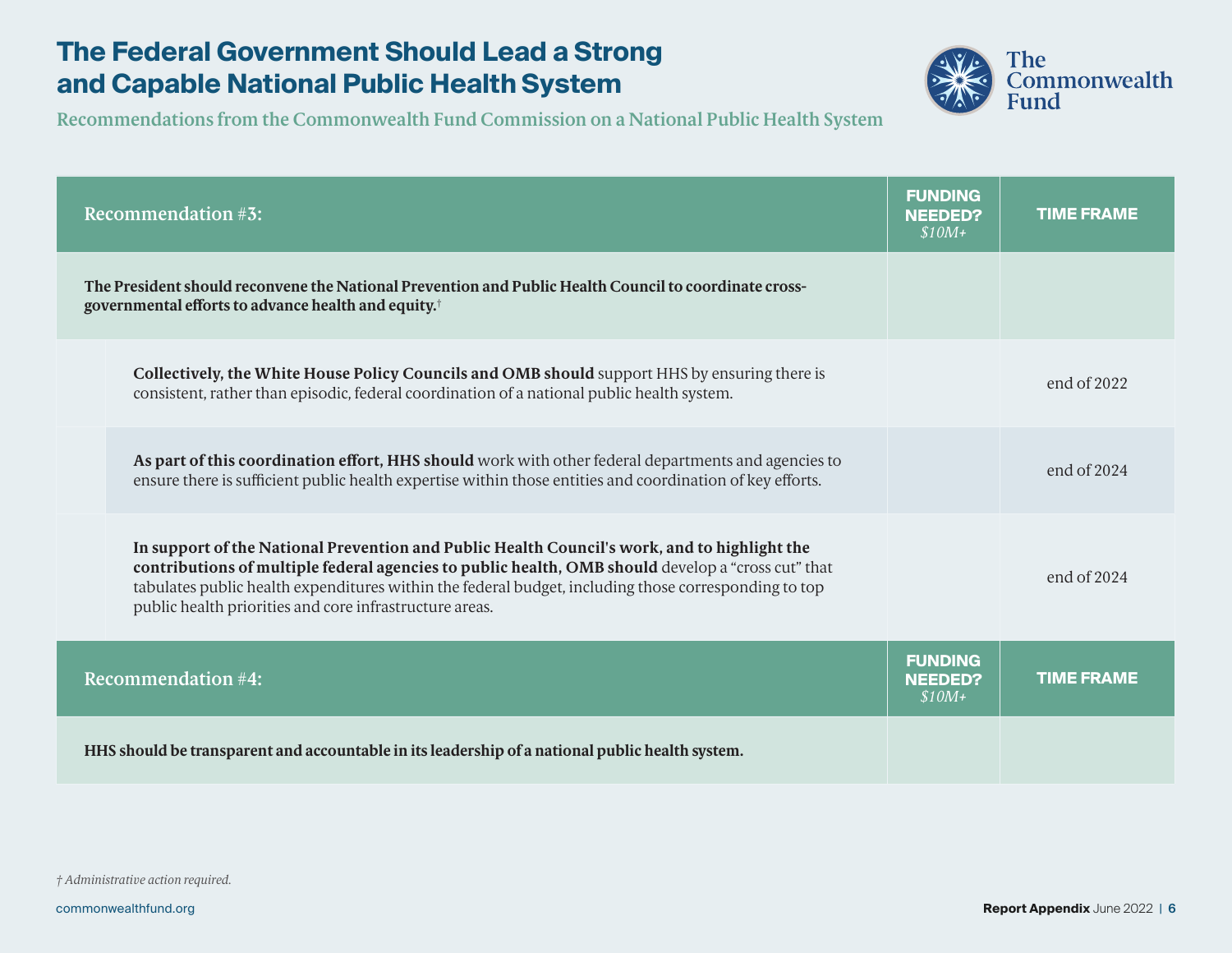# The Federal Government Should Lead a Strong and Capable National Public Health System

Recommendations from the Commonwealth Fund Commission on a National Public Health System

| Recommendation #3: | FUNDING NEEDED? *$10M+* | TIME FRAME |
|---|---|---|
| **The President should reconvene the National Prevention and Public Health Council to coordinate cross-governmental efforts to advance health and equity.**† | | |
| **Collectively, the White House Policy Councils and OMB should** support HHS by ensuring there is consistent, rather than episodic, federal coordination of a national public health system. | | end of 2022 |
| **As part of this coordination effort, HHS should** work with other federal departments and agencies to ensure there is sufficient public health expertise within those entities and coordination of key efforts. | | end of 2024 |
| **In support of the National Prevention and Public Health Council's work, and to highlight the contributions of multiple federal agencies to public health, OMB should** develop a "cross cut" that tabulates public health expenditures within the federal budget, including those corresponding to top public health priorities and core infrastructure areas. | | end of 2024 |

| Recommendation #4: | FUNDING NEEDED? *$10M+* | TIME FRAME |
|---|---|---|
| **HHS should be transparent and accountable in its leadership of a national public health system.** | | |

*† Administrative action required.*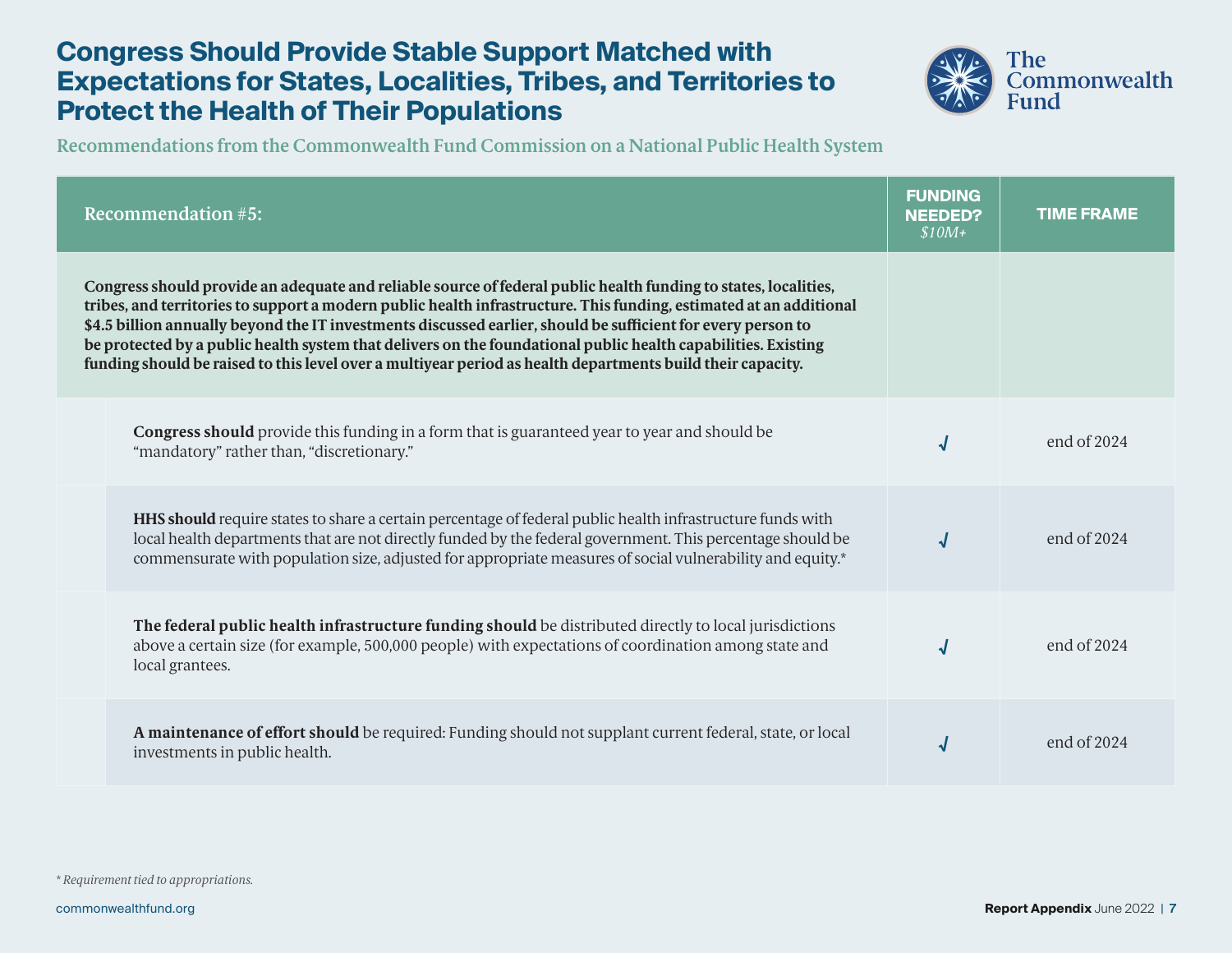# Congress Should Provide Stable Support Matched with Expectations for States, Localities, Tribes, and Territories to Protect the Health of Their Populations

## Recommendations from the Commonwealth Fund Commission on a National Public Health System

| Recommendation #5: | FUNDING NEEDED? *$10M+* | TIME FRAME |
|---|---|---|
| **Congress should provide an adequate and reliable source of federal public health funding to states, localities, tribes, and territories to support a modern public health infrastructure. This funding, estimated at an additional $4.5 billion annually beyond the IT investments discussed earlier, should be sufficient for every person to be protected by a public health system that delivers on the foundational public health capabilities. Existing funding should be raised to this level over a multiyear period as health departments build their capacity.** | | |
| **Congress should** provide this funding in a form that is guaranteed year to year and should be "mandatory" rather than, "discretionary." | √ | end of 2024 |
| **HHS should** require states to share a certain percentage of federal public health infrastructure funds with local health departments that are not directly funded by the federal government. This percentage should be commensurate with population size, adjusted for appropriate measures of social vulnerability and equity.* | √ | end of 2024 |
| **The federal public health infrastructure funding should** be distributed directly to local jurisdictions above a certain size (for example, 500,000 people) with expectations of coordination among state and local grantees. | √ | end of 2024 |
| **A maintenance of effort should** be required: Funding should not supplant current federal, state, or local investments in public health. | √ | end of 2024 |

*\* Requirement tied to appropriations.*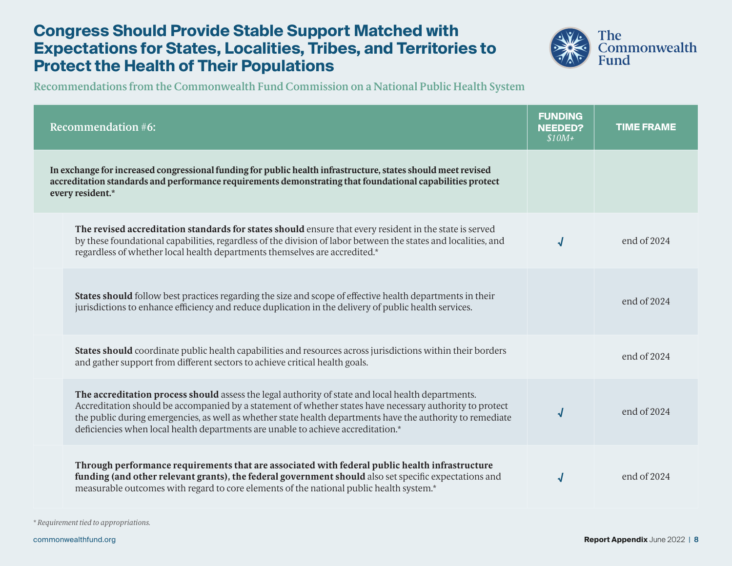# Congress Should Provide Stable Support Matched with Expectations for States, Localities, Tribes, and Territories to Protect the Health of Their Populations

## Recommendations from the Commonwealth Fund Commission on a National Public Health System

| Recommendation #6: | FUNDING NEEDED? *$10M+* | TIME FRAME |
|---|---|---|
| **In exchange for increased congressional funding for public health infrastructure, states should meet revised accreditation standards and performance requirements demonstrating that foundational capabilities protect every resident.*** | | |
| **The revised accreditation standards for states should** ensure that every resident in the state is served by these foundational capabilities, regardless of the division of labor between the states and localities, and regardless of whether local health departments themselves are accredited.* | √ | end of 2024 |
| **States should** follow best practices regarding the size and scope of effective health departments in their jurisdictions to enhance efficiency and reduce duplication in the delivery of public health services. | | end of 2024 |
| **States should** coordinate public health capabilities and resources across jurisdictions within their borders and gather support from different sectors to achieve critical health goals. | | end of 2024 |
| **The accreditation process should** assess the legal authority of state and local health departments. Accreditation should be accompanied by a statement of whether states have necessary authority to protect the public during emergencies, as well as whether state health departments have the authority to remediate deficiencies when local health departments are unable to achieve accreditation.* | √ | end of 2024 |
| **Through performance requirements that are associated with federal public health infrastructure funding (and other relevant grants), the federal government should** also set specific expectations and measurable outcomes with regard to core elements of the national public health system.* | √ | end of 2024 |

*\* Requirement tied to appropriations.*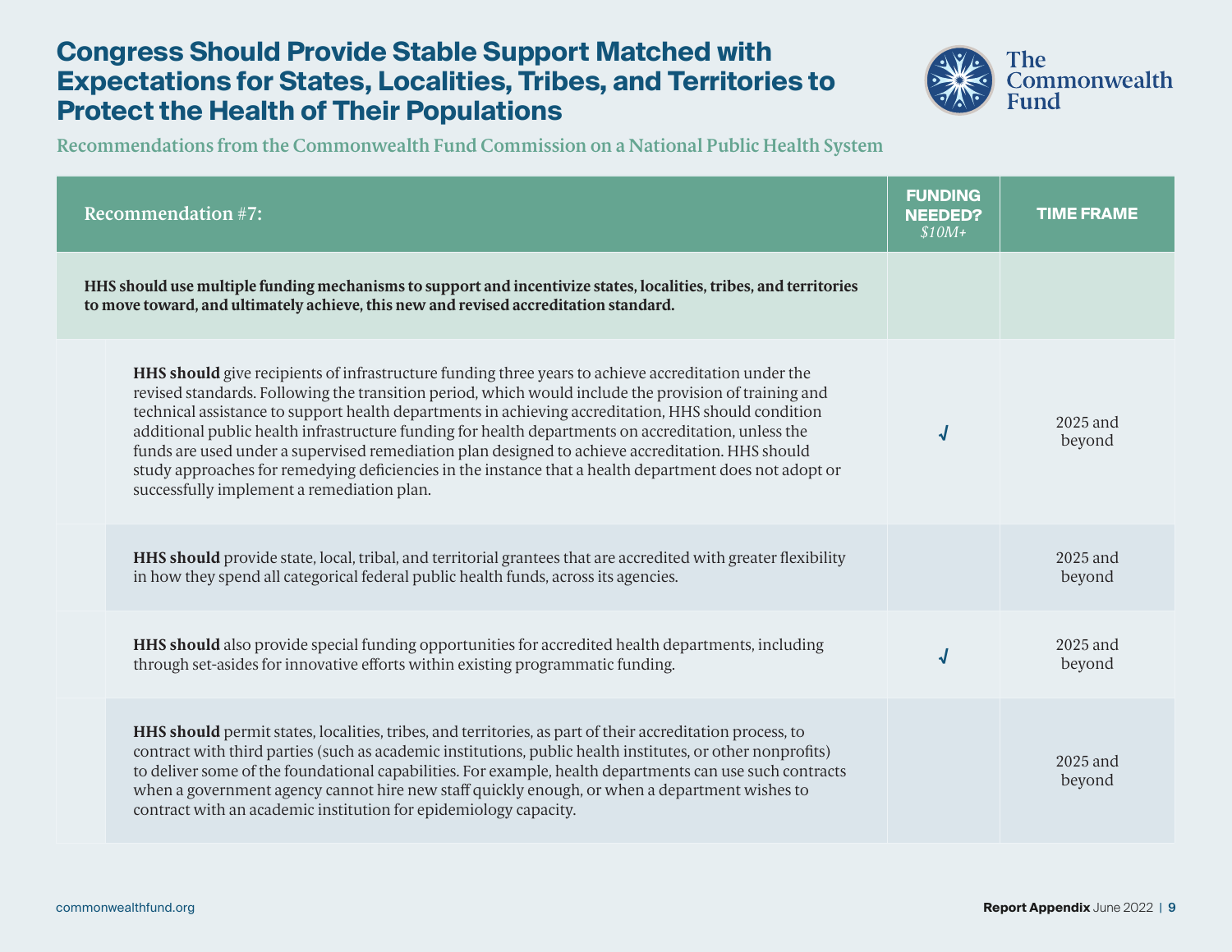# Congress Should Provide Stable Support Matched with Expectations for States, Localities, Tribes, and Territories to Protect the Health of Their Populations

## Recommendations from the Commonwealth Fund Commission on a National Public Health System

| Recommendation #7: | FUNDING NEEDED? *$10M+* | TIME FRAME |
|---|---|---|
| **HHS should use multiple funding mechanisms to support and incentivize states, localities, tribes, and territories to move toward, and ultimately achieve, this new and revised accreditation standard.** | | |
| **HHS should** give recipients of infrastructure funding three years to achieve accreditation under the revised standards. Following the transition period, which would include the provision of training and technical assistance to support health departments in achieving accreditation, HHS should condition additional public health infrastructure funding for health departments on accreditation, unless the funds are used under a supervised remediation plan designed to achieve accreditation. HHS should study approaches for remedying deficiencies in the instance that a health department does not adopt or successfully implement a remediation plan. | √ | 2025 and beyond |
| **HHS should** provide state, local, tribal, and territorial grantees that are accredited with greater flexibility in how they spend all categorical federal public health funds, across its agencies. | | 2025 and beyond |
| **HHS should** also provide special funding opportunities for accredited health departments, including through set-asides for innovative efforts within existing programmatic funding. | √ | 2025 and beyond |
| **HHS should** permit states, localities, tribes, and territories, as part of their accreditation process, to contract with third parties (such as academic institutions, public health institutes, or other nonprofits) to deliver some of the foundational capabilities. For example, health departments can use such contracts when a government agency cannot hire new staff quickly enough, or when a department wishes to contract with an academic institution for epidemiology capacity. | | 2025 and beyond |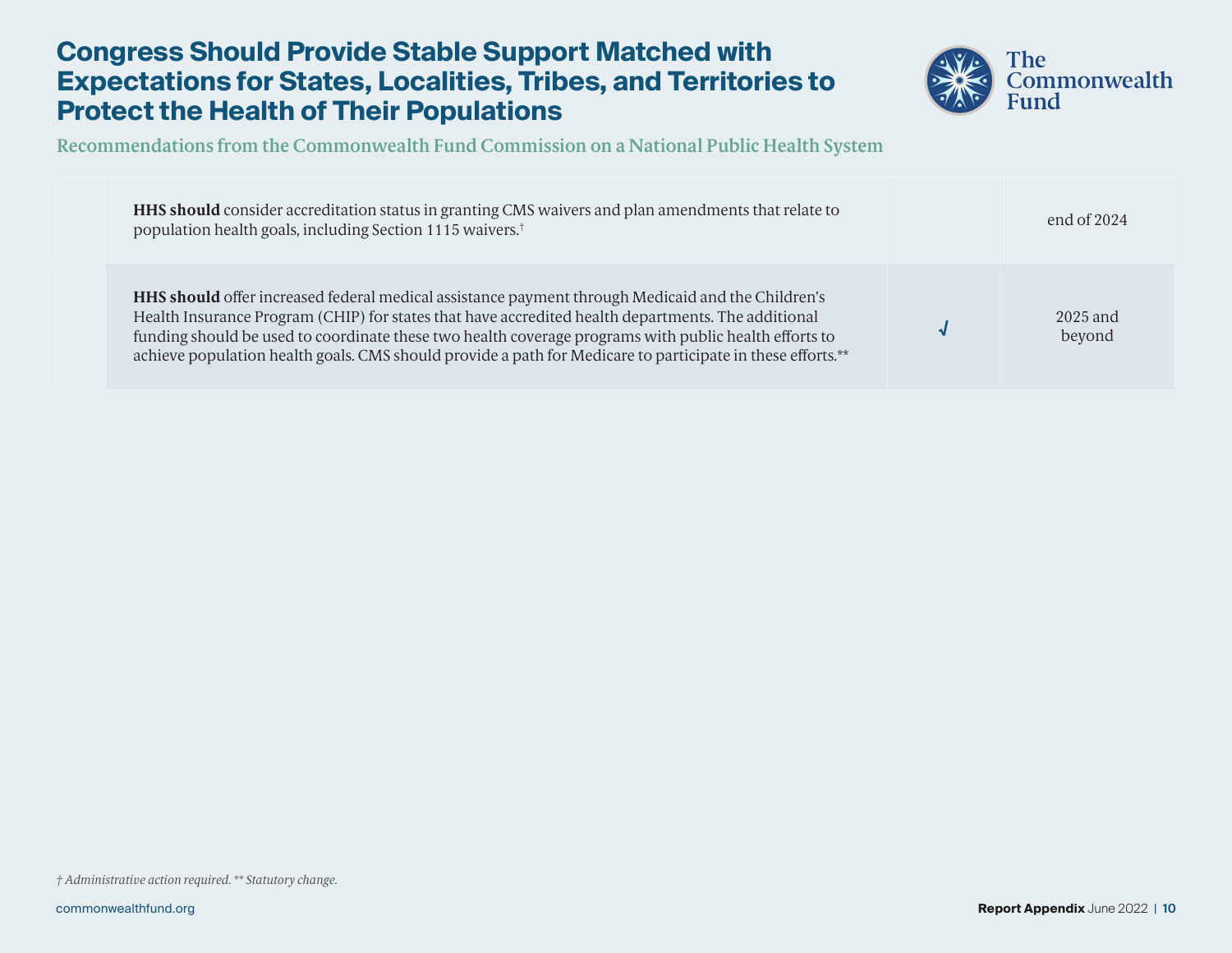# Congress Should Provide Stable Support Matched with Expectations for States, Localities, Tribes, and Territories to Protect the Health of Their Populations

## Recommendations from the Commonwealth Fund Commission on a National Public Health System

| | | | |
|---|---|---|---|
| | **HHS should** consider accreditation status in granting CMS waivers and plan amendments that relate to population health goals, including Section 1115 waivers.† | | end of 2024 |
| | **HHS should** offer increased federal medical assistance payment through Medicaid and the Children's Health Insurance Program (CHIP) for states that have accredited health departments. The additional funding should be used to coordinate these two health coverage programs with public health efforts to achieve population health goals. CMS should provide a path for Medicare to participate in these efforts.** | √ | 2025 and beyond |

*† Administrative action required. ** Statutory change.*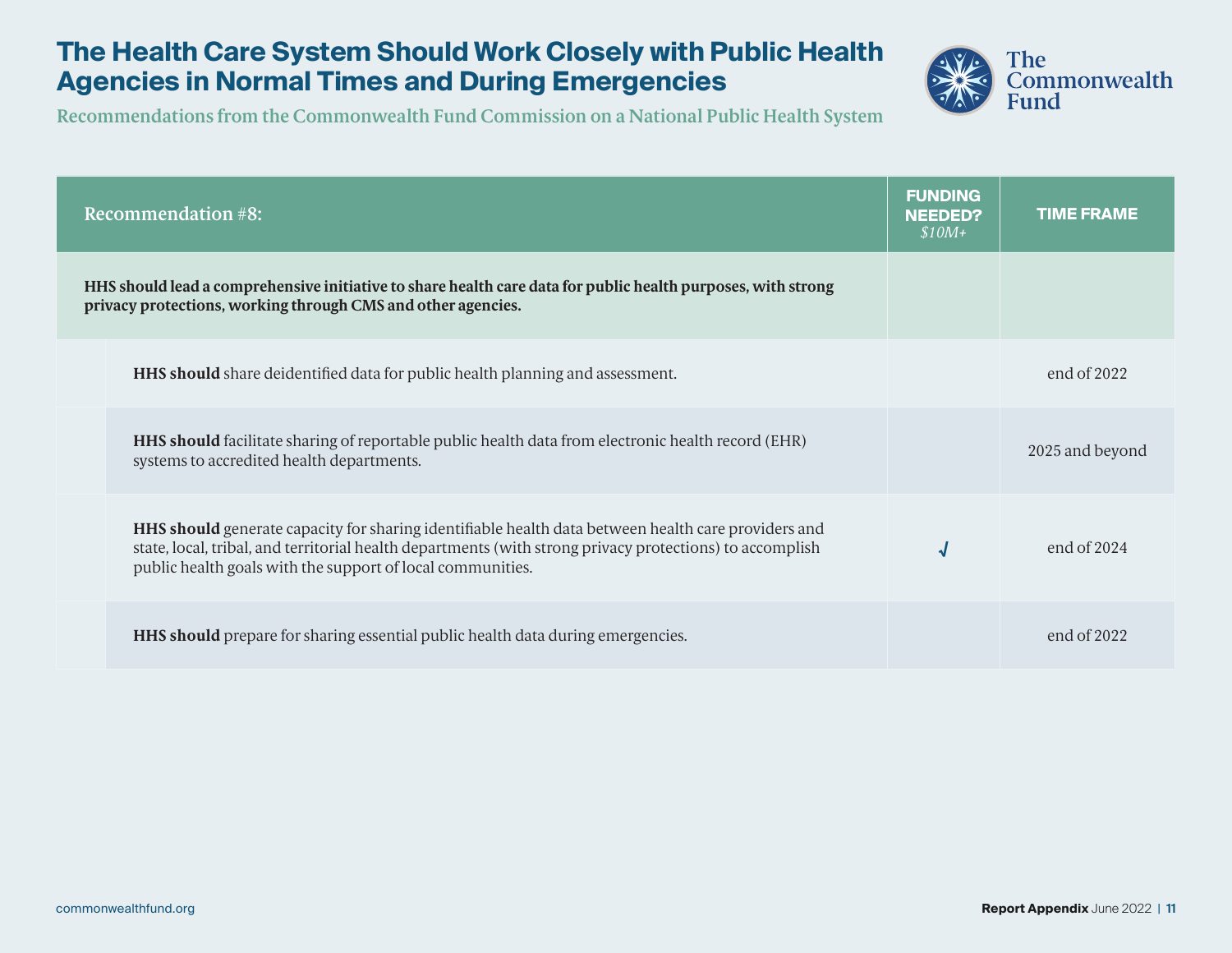# The Health Care System Should Work Closely with Public Health Agencies in Normal Times and During Emergencies

## Recommendations from the Commonwealth Fund Commission on a National Public Health System

| Recommendation #8: | FUNDING NEEDED? *$10M+* | TIME FRAME |
|---|---|---|
| **HHS should lead a comprehensive initiative to share health care data for public health purposes, with strong privacy protections, working through CMS and other agencies.** | | |
| **HHS should** share deidentified data for public health planning and assessment. | | end of 2022 |
| **HHS should** facilitate sharing of reportable public health data from electronic health record (EHR) systems to accredited health departments. | | 2025 and beyond |
| **HHS should** generate capacity for sharing identifiable health data between health care providers and state, local, tribal, and territorial health departments (with strong privacy protections) to accomplish public health goals with the support of local communities. | √ | end of 2024 |
| **HHS should** prepare for sharing essential public health data during emergencies. | | end of 2022 |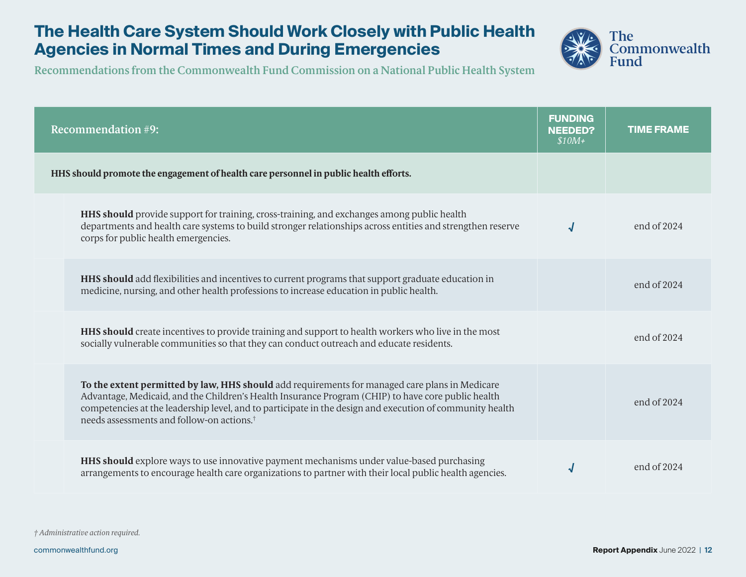# The Health Care System Should Work Closely with Public Health Agencies in Normal Times and During Emergencies

## Recommendations from the Commonwealth Fund Commission on a National Public Health System

| Recommendation #9: | FUNDING NEEDED? *$10M+* | TIME FRAME |
|---|---|---|
| **HHS should promote the engagement of health care personnel in public health efforts.** | | |
| **HHS should** provide support for training, cross-training, and exchanges among public health departments and health care systems to build stronger relationships across entities and strengthen reserve corps for public health emergencies. | √ | end of 2024 |
| **HHS should** add flexibilities and incentives to current programs that support graduate education in medicine, nursing, and other health professions to increase education in public health. | | end of 2024 |
| **HHS should** create incentives to provide training and support to health workers who live in the most socially vulnerable communities so that they can conduct outreach and educate residents. | | end of 2024 |
| **To the extent permitted by law, HHS should** add requirements for managed care plans in Medicare Advantage, Medicaid, and the Children's Health Insurance Program (CHIP) to have core public health competencies at the leadership level, and to participate in the design and execution of community health needs assessments and follow-on actions.† | | end of 2024 |
| **HHS should** explore ways to use innovative payment mechanisms under value-based purchasing arrangements to encourage health care organizations to partner with their local public health agencies. | √ | end of 2024 |

*† Administrative action required.*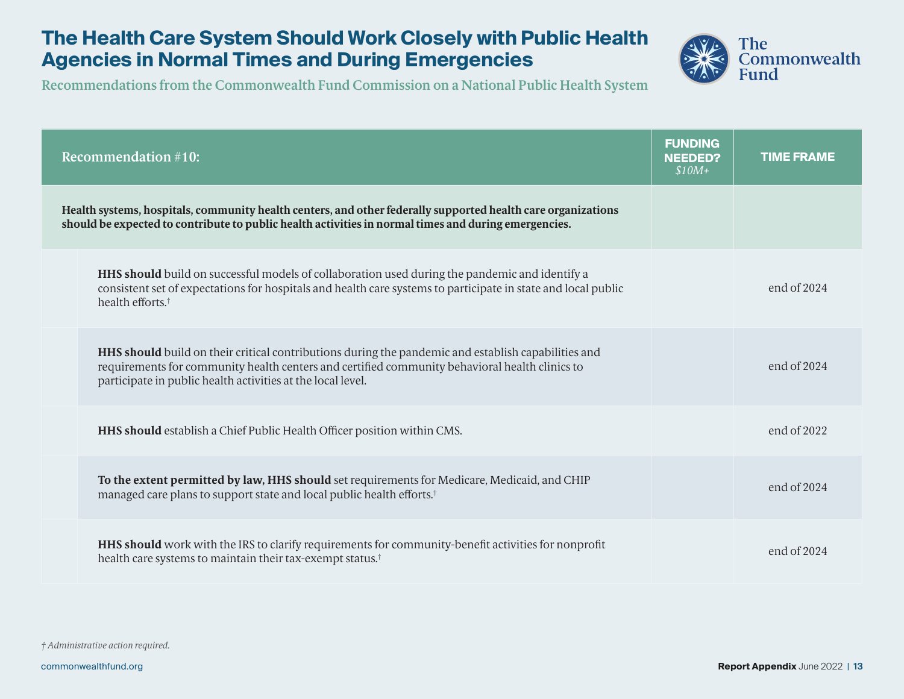# The Health Care System Should Work Closely with Public Health Agencies in Normal Times and During Emergencies

## Recommendations from the Commonwealth Fund Commission on a National Public Health System

| Recommendation #10: | FUNDING NEEDED? *$10M+* | TIME FRAME |
|---|---|---|
| **Health systems, hospitals, community health centers, and other federally supported health care organizations should be expected to contribute to public health activities in normal times and during emergencies.** | | |
| **HHS should** build on successful models of collaboration used during the pandemic and identify a consistent set of expectations for hospitals and health care systems to participate in state and local public health efforts.† | | end of 2024 |
| **HHS should** build on their critical contributions during the pandemic and establish capabilities and requirements for community health centers and certified community behavioral health clinics to participate in public health activities at the local level. | | end of 2024 |
| **HHS should** establish a Chief Public Health Officer position within CMS. | | end of 2022 |
| **To the extent permitted by law, HHS should** set requirements for Medicare, Medicaid, and CHIP managed care plans to support state and local public health efforts.† | | end of 2024 |
| **HHS should** work with the IRS to clarify requirements for community-benefit activities for nonprofit health care systems to maintain their tax-exempt status.† | | end of 2024 |

*† Administrative action required.*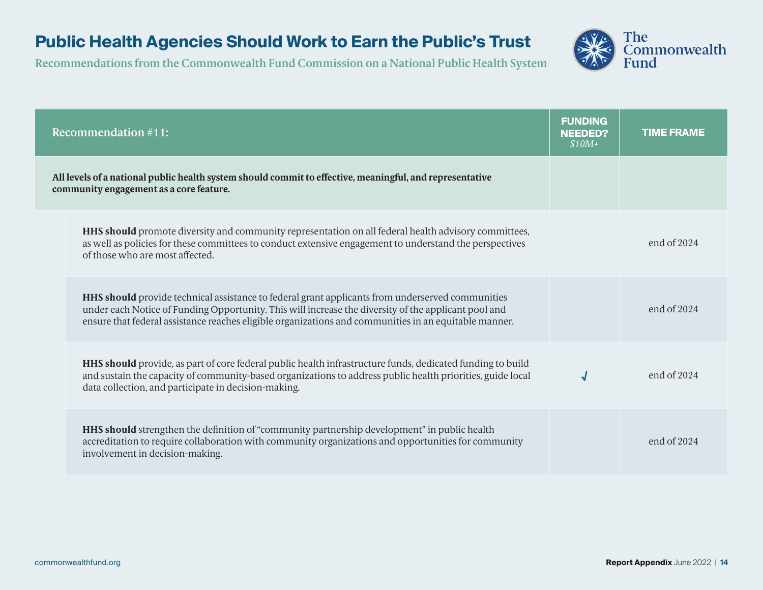# Public Health Agencies Should Work to Earn the Public's Trust

Recommendations from the Commonwealth Fund Commission on a National Public Health System

| Recommendation #11: | FUNDING NEEDED? *$10M+* | TIME FRAME |
|---|---|---|
| **All levels of a national public health system should commit to effective, meaningful, and representative community engagement as a core feature.** | | |
| **HHS should** promote diversity and community representation on all federal health advisory committees, as well as policies for these committees to conduct extensive engagement to understand the perspectives of those who are most affected. | | end of 2024 |
| **HHS should** provide technical assistance to federal grant applicants from underserved communities under each Notice of Funding Opportunity. This will increase the diversity of the applicant pool and ensure that federal assistance reaches eligible organizations and communities in an equitable manner. | | end of 2024 |
| **HHS should** provide, as part of core federal public health infrastructure funds, dedicated funding to build and sustain the capacity of community-based organizations to address public health priorities, guide local data collection, and participate in decision-making. | √ | end of 2024 |
| **HHS should** strengthen the definition of "community partnership development" in public health accreditation to require collaboration with community organizations and opportunities for community involvement in decision-making. | | end of 2024 |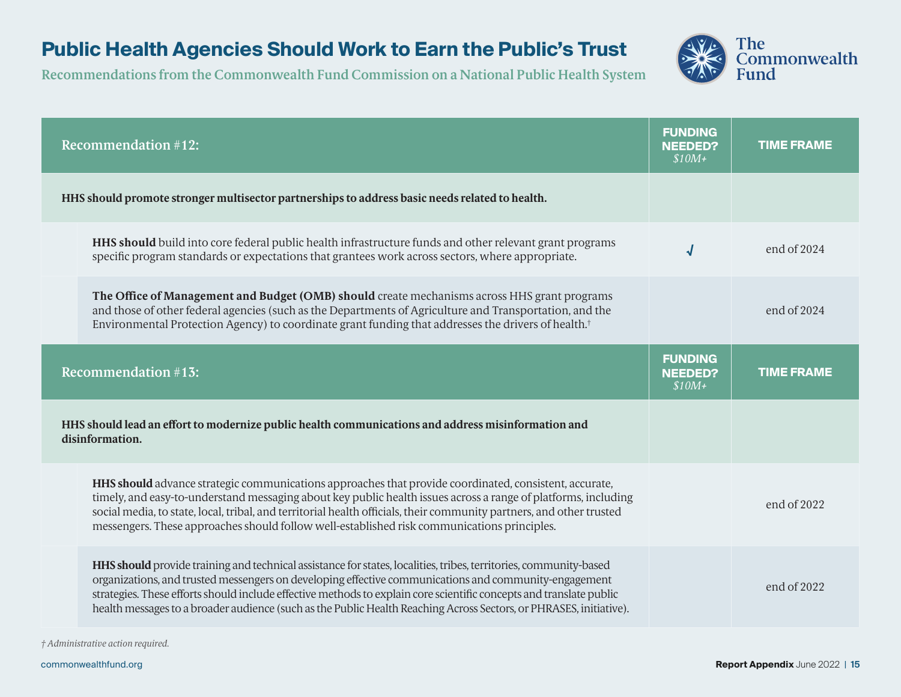# Public Health Agencies Should Work to Earn the Public's Trust

Recommendations from the Commonwealth Fund Commission on a National Public Health System

| Recommendation #12: | FUNDING NEEDED? *$10M+* | TIME FRAME |
|---|---|---|
| **HHS should promote stronger multisector partnerships to address basic needs related to health.** | | |
| **HHS should** build into core federal public health infrastructure funds and other relevant grant programs specific program standards or expectations that grantees work across sectors, where appropriate. | √ | end of 2024 |
| **The Office of Management and Budget (OMB) should** create mechanisms across HHS grant programs and those of other federal agencies (such as the Departments of Agriculture and Transportation, and the Environmental Protection Agency) to coordinate grant funding that addresses the drivers of health.† | | end of 2024 |

| Recommendation #13: | FUNDING NEEDED? *$10M+* | TIME FRAME |
|---|---|---|
| **HHS should lead an effort to modernize public health communications and address misinformation and disinformation.** | | |
| **HHS should** advance strategic communications approaches that provide coordinated, consistent, accurate, timely, and easy-to-understand messaging about key public health issues across a range of platforms, including social media, to state, local, tribal, and territorial health officials, their community partners, and other trusted messengers. These approaches should follow well-established risk communications principles. | | end of 2022 |
| **HHS should** provide training and technical assistance for states, localities, tribes, territories, community-based organizations, and trusted messengers on developing effective communications and community-engagement strategies. These efforts should include effective methods to explain core scientific concepts and translate public health messages to a broader audience (such as the Public Health Reaching Across Sectors, or PHRASES, initiative). | | end of 2022 |

*† Administrative action required.*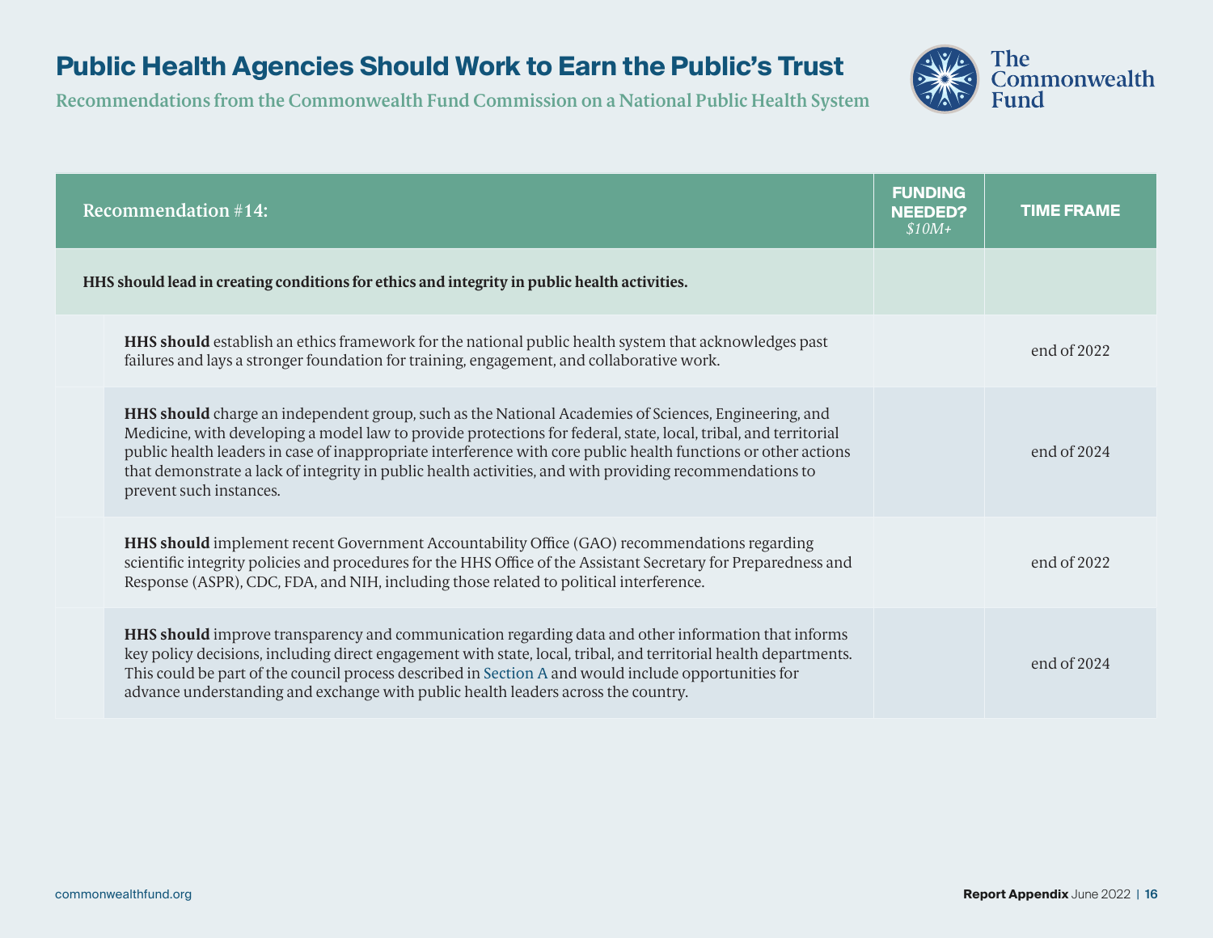# Public Health Agencies Should Work to Earn the Public's Trust

Recommendations from the Commonwealth Fund Commission on a National Public Health System

| Recommendation #14: | FUNDING NEEDED? *$10M+* | TIME FRAME |
|---|---|---|
| **HHS should lead in creating conditions for ethics and integrity in public health activities.** | | |
| **HHS should** establish an ethics framework for the national public health system that acknowledges past failures and lays a stronger foundation for training, engagement, and collaborative work. | | end of 2022 |
| **HHS should** charge an independent group, such as the National Academies of Sciences, Engineering, and Medicine, with developing a model law to provide protections for federal, state, local, tribal, and territorial public health leaders in case of inappropriate interference with core public health functions or other actions that demonstrate a lack of integrity in public health activities, and with providing recommendations to prevent such instances. | | end of 2024 |
| **HHS should** implement recent Government Accountability Office (GAO) recommendations regarding scientific integrity policies and procedures for the HHS Office of the Assistant Secretary for Preparedness and Response (ASPR), CDC, FDA, and NIH, including those related to political interference. | | end of 2022 |
| **HHS should** improve transparency and communication regarding data and other information that informs key policy decisions, including direct engagement with state, local, tribal, and territorial health departments. This could be part of the council process described in Section A and would include opportunities for advance understanding and exchange with public health leaders across the country. | | end of 2024 |